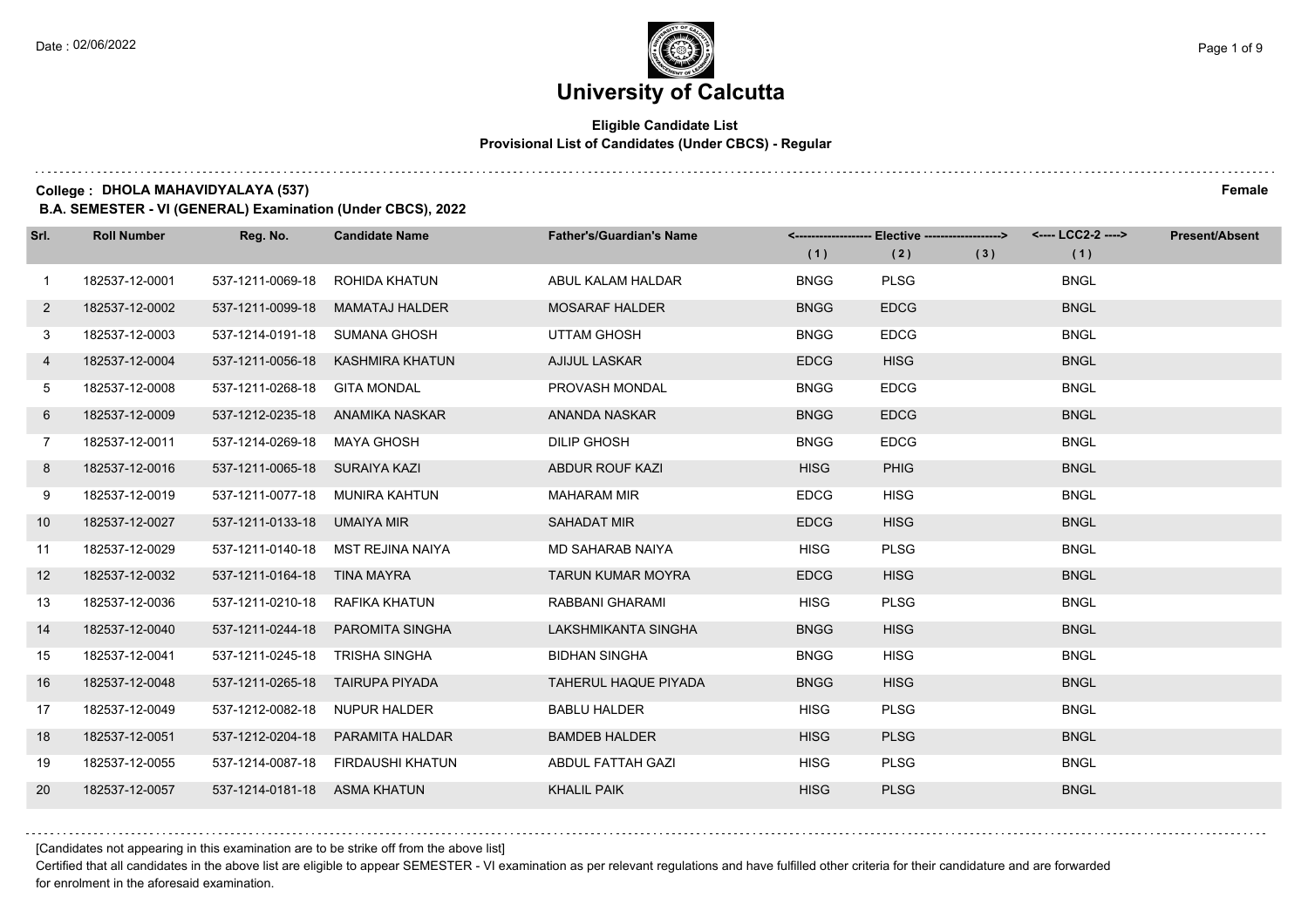# University of Calcutta

**Eligible Candidate List**
**Provisional List of Candidates (Under CBCS) - Regular**

**College : DHOLA MAHAVIDYALAYA (537)** **Female**

**B.A. SEMESTER - VI (GENERAL) Examination (Under CBCS), 2022**

| Srl. | Roll Number | Reg. No. | Candidate Name | Father's/Guardian's Name | <------ Elective ------> | | | <---- LCC2-2 ----> | Present/Absent |
|---|---|---|---|---|---|---|---|---|---|
| | | | | | (1) | (2) | (3) | (1) | |
| 1 | 182537-12-0001 | 537-1211-0069-18 | ROHIDA KHATUN | ABUL KALAM HALDAR | BNGG | PLSG | | BNGL | |
| 2 | 182537-12-0002 | 537-1211-0099-18 | MAMATAJ HALDER | MOSARAF HALDER | BNGG | EDCG | | BNGL | |
| 3 | 182537-12-0003 | 537-1214-0191-18 | SUMANA GHOSH | UTTAM GHOSH | BNGG | EDCG | | BNGL | |
| 4 | 182537-12-0004 | 537-1211-0056-18 | KASHMIRA KHATUN | AJIJUL LASKAR | EDCG | HISG | | BNGL | |
| 5 | 182537-12-0008 | 537-1211-0268-18 | GITA MONDAL | PROVASH MONDAL | BNGG | EDCG | | BNGL | |
| 6 | 182537-12-0009 | 537-1212-0235-18 | ANAMIKA NASKAR | ANANDA NASKAR | BNGG | EDCG | | BNGL | |
| 7 | 182537-12-0011 | 537-1214-0269-18 | MAYA GHOSH | DILIP GHOSH | BNGG | EDCG | | BNGL | |
| 8 | 182537-12-0016 | 537-1211-0065-18 | SURAIYA KAZI | ABDUR ROUF KAZI | HISG | PHIG | | BNGL | |
| 9 | 182537-12-0019 | 537-1211-0077-18 | MUNIRA KAHTUN | MAHARAM MIR | EDCG | HISG | | BNGL | |
| 10 | 182537-12-0027 | 537-1211-0133-18 | UMAIYA MIR | SAHADAT MIR | EDCG | HISG | | BNGL | |
| 11 | 182537-12-0029 | 537-1211-0140-18 | MST REJINA NAIYA | MD SAHARAB NAIYA | HISG | PLSG | | BNGL | |
| 12 | 182537-12-0032 | 537-1211-0164-18 | TINA MAYRA | TARUN KUMAR MOYRA | EDCG | HISG | | BNGL | |
| 13 | 182537-12-0036 | 537-1211-0210-18 | RAFIKA KHATUN | RABBANI GHARAMI | HISG | PLSG | | BNGL | |
| 14 | 182537-12-0040 | 537-1211-0244-18 | PAROMITA SINGHA | LAKSHMIKANTA SINGHA | BNGG | HISG | | BNGL | |
| 15 | 182537-12-0041 | 537-1211-0245-18 | TRISHA SINGHA | BIDHAN SINGHA | BNGG | HISG | | BNGL | |
| 16 | 182537-12-0048 | 537-1211-0265-18 | TAIRUPA PIYADA | TAHERUL HAQUE PIYADA | BNGG | HISG | | BNGL | |
| 17 | 182537-12-0049 | 537-1212-0082-18 | NUPUR HALDER | BABLU HALDER | HISG | PLSG | | BNGL | |
| 18 | 182537-12-0051 | 537-1212-0204-18 | PARAMITA HALDAR | BAMDEB HALDER | HISG | PLSG | | BNGL | |
| 19 | 182537-12-0055 | 537-1214-0087-18 | FIRDAUSHI KHATUN | ABDUL FATTAH GAZI | HISG | PLSG | | BNGL | |
| 20 | 182537-12-0057 | 537-1214-0181-18 | ASMA KHATUN | KHALIL PAIK | HISG | PLSG | | BNGL | |

[Candidates not appearing in this examination are to be strike off from the above list]

Certified that all candidates in the above list are eligible to appear SEMESTER - VI examination as per relevant regulations and have fulfilled other criteria for their candidature and are forwarded for enrolment in the aforesaid examination.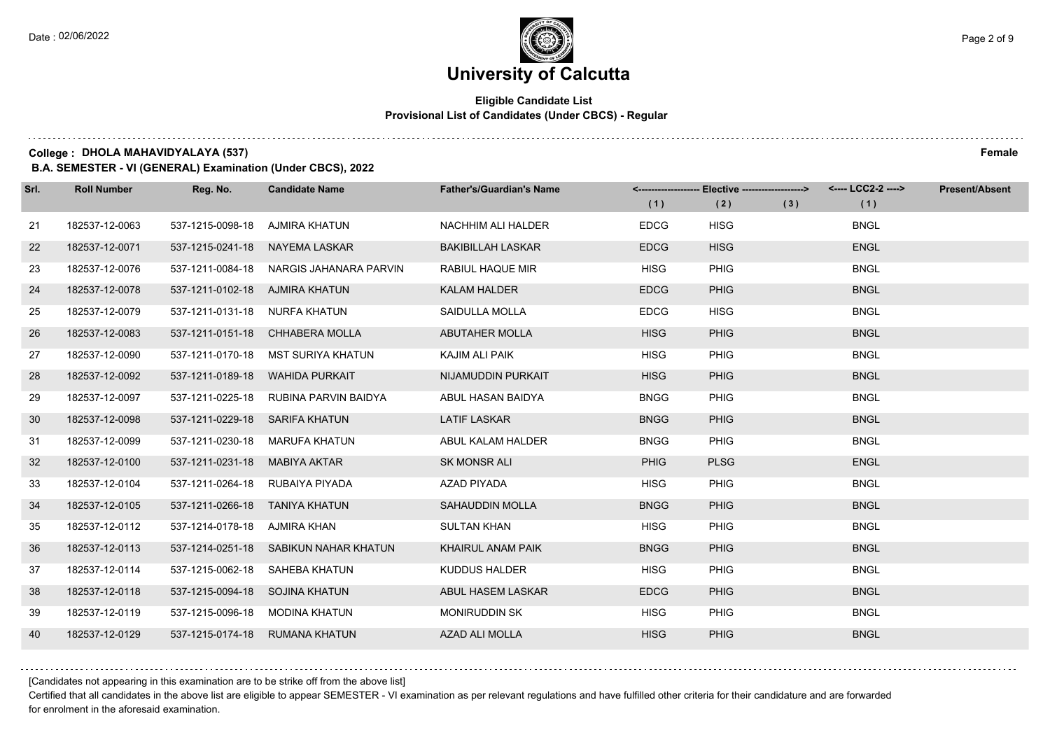# University of Calcutta

**Eligible Candidate List**
**Provisional List of Candidates (Under CBCS) - Regular**

**College : DHOLA MAHAVIDYALAYA (537)** **Female**

**B.A. SEMESTER - VI (GENERAL) Examination (Under CBCS), 2022**

| Srl. | Roll Number | Reg. No. | Candidate Name | Father's/Guardian's Name | <------------------- Elective -------------------> | | | <---- LCC2-2 ----> | Present/Absent |
|---|---|---|---|---|---|---|---|---|---|
| | | | | | (1) | (2) | (3) | (1) | |
| 21 | 182537-12-0063 | 537-1215-0098-18 | AJMIRA KHATUN | NACHHIM ALI HALDER | EDCG | HISG | | BNGL | |
| 22 | 182537-12-0071 | 537-1215-0241-18 | NAYEMA LASKAR | BAKIBILLAH LASKAR | EDCG | HISG | | ENGL | |
| 23 | 182537-12-0076 | 537-1211-0084-18 | NARGIS JAHANARA PARVIN | RABIUL HAQUE MIR | HISG | PHIG | | BNGL | |
| 24 | 182537-12-0078 | 537-1211-0102-18 | AJMIRA KHATUN | KALAM HALDER | EDCG | PHIG | | BNGL | |
| 25 | 182537-12-0079 | 537-1211-0131-18 | NURFA KHATUN | SAIDULLA MOLLA | EDCG | HISG | | BNGL | |
| 26 | 182537-12-0083 | 537-1211-0151-18 | CHHABERA MOLLA | ABUTAHER MOLLA | HISG | PHIG | | BNGL | |
| 27 | 182537-12-0090 | 537-1211-0170-18 | MST SURIYA KHATUN | KAJIM ALI PAIK | HISG | PHIG | | BNGL | |
| 28 | 182537-12-0092 | 537-1211-0189-18 | WAHIDA PURKAIT | NIJAMUDDIN PURKAIT | HISG | PHIG | | BNGL | |
| 29 | 182537-12-0097 | 537-1211-0225-18 | RUBINA PARVIN BAIDYA | ABUL HASAN BAIDYA | BNGG | PHIG | | BNGL | |
| 30 | 182537-12-0098 | 537-1211-0229-18 | SARIFA KHATUN | LATIF LASKAR | BNGG | PHIG | | BNGL | |
| 31 | 182537-12-0099 | 537-1211-0230-18 | MARUFA KHATUN | ABUL KALAM HALDER | BNGG | PHIG | | BNGL | |
| 32 | 182537-12-0100 | 537-1211-0231-18 | MABIYA AKTAR | SK MONSR ALI | PHIG | PLSG | | ENGL | |
| 33 | 182537-12-0104 | 537-1211-0264-18 | RUBAIYA PIYADA | AZAD PIYADA | HISG | PHIG | | BNGL | |
| 34 | 182537-12-0105 | 537-1211-0266-18 | TANIYA KHATUN | SAHAUDDIN MOLLA | BNGG | PHIG | | BNGL | |
| 35 | 182537-12-0112 | 537-1214-0178-18 | AJMIRA KHAN | SULTAN KHAN | HISG | PHIG | | BNGL | |
| 36 | 182537-12-0113 | 537-1214-0251-18 | SABIKUN NAHAR KHATUN | KHAIRUL ANAM PAIK | BNGG | PHIG | | BNGL | |
| 37 | 182537-12-0114 | 537-1215-0062-18 | SAHEBA KHATUN | KUDDUS HALDER | HISG | PHIG | | BNGL | |
| 38 | 182537-12-0118 | 537-1215-0094-18 | SOJINA KHATUN | ABUL HASEM LASKAR | EDCG | PHIG | | BNGL | |
| 39 | 182537-12-0119 | 537-1215-0096-18 | MODINA KHATUN | MONIRUDDIN SK | HISG | PHIG | | BNGL | |
| 40 | 182537-12-0129 | 537-1215-0174-18 | RUMANA KHATUN | AZAD ALI MOLLA | HISG | PHIG | | BNGL | |

[Candidates not appearing in this examination are to be strike off from the above list]

Certified that all candidates in the above list are eligible to appear SEMESTER - VI examination as per relevant regulations and have fulfilled other criteria for their candidature and are forwarded for enrolment in the aforesaid examination.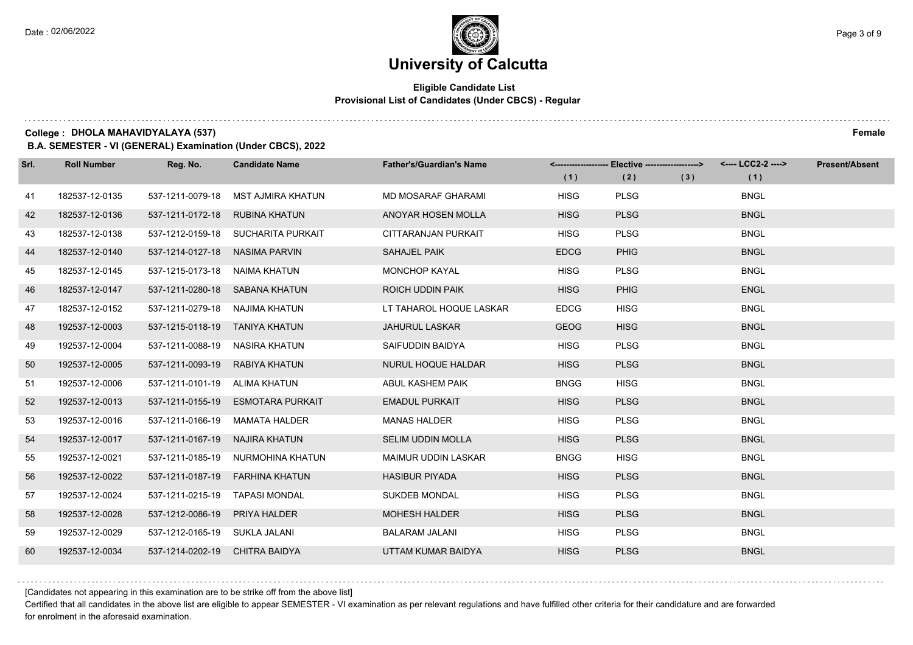# University of Calcutta

**Eligible Candidate List**
**Provisional List of Candidates (Under CBCS) - Regular**

**College : DHOLA MAHAVIDYALAYA (537)** **Female**

**B.A. SEMESTER - VI (GENERAL) Examination (Under CBCS), 2022**

| Srl. | Roll Number | Reg. No. | Candidate Name | Father's/Guardian's Name | <------------------- Elective -------------------> | | | <---- LCC2-2 ----> | Present/Absent |
|---|---|---|---|---|---|---|---|---|---|
| | | | | | (1) | (2) | (3) | (1) | |
| 41 | 182537-12-0135 | 537-1211-0079-18 | MST AJMIRA KHATUN | MD MOSARAF GHARAMI | HISG | PLSG | | BNGL | |
| 42 | 182537-12-0136 | 537-1211-0172-18 | RUBINA KHATUN | ANOYAR HOSEN MOLLA | HISG | PLSG | | BNGL | |
| 43 | 182537-12-0138 | 537-1212-0159-18 | SUCHARITA PURKAIT | CITTARANJAN PURKAIT | HISG | PLSG | | BNGL | |
| 44 | 182537-12-0140 | 537-1214-0127-18 | NASIMA PARVIN | SAHAJEL PAIK | EDCG | PHIG | | BNGL | |
| 45 | 182537-12-0145 | 537-1215-0173-18 | NAIMA KHATUN | MONCHOP KAYAL | HISG | PLSG | | BNGL | |
| 46 | 182537-12-0147 | 537-1211-0280-18 | SABANA KHATUN | ROICH UDDIN PAIK | HISG | PHIG | | ENGL | |
| 47 | 182537-12-0152 | 537-1211-0279-18 | NAJIMA KHATUN | LT TAHAROL HOQUE LASKAR | EDCG | HISG | | BNGL | |
| 48 | 192537-12-0003 | 537-1215-0118-19 | TANIYA KHATUN | JAHURUL LASKAR | GEOG | HISG | | BNGL | |
| 49 | 192537-12-0004 | 537-1211-0088-19 | NASIRA KHATUN | SAIFUDDIN BAIDYA | HISG | PLSG | | BNGL | |
| 50 | 192537-12-0005 | 537-1211-0093-19 | RABIYA KHATUN | NURUL HOQUE HALDAR | HISG | PLSG | | BNGL | |
| 51 | 192537-12-0006 | 537-1211-0101-19 | ALIMA KHATUN | ABUL KASHEM PAIK | BNGG | HISG | | BNGL | |
| 52 | 192537-12-0013 | 537-1211-0155-19 | ESMOTARA PURKAIT | EMADUL PURKAIT | HISG | PLSG | | BNGL | |
| 53 | 192537-12-0016 | 537-1211-0166-19 | MAMATA HALDER | MANAS HALDER | HISG | PLSG | | BNGL | |
| 54 | 192537-12-0017 | 537-1211-0167-19 | NAJIRA KHATUN | SELIM UDDIN MOLLA | HISG | PLSG | | BNGL | |
| 55 | 192537-12-0021 | 537-1211-0185-19 | NURMOHINA KHATUN | MAIMUR UDDIN LASKAR | BNGG | HISG | | BNGL | |
| 56 | 192537-12-0022 | 537-1211-0187-19 | FARHINA KHATUN | HASIBUR PIYADA | HISG | PLSG | | BNGL | |
| 57 | 192537-12-0024 | 537-1211-0215-19 | TAPASI MONDAL | SUKDEB MONDAL | HISG | PLSG | | BNGL | |
| 58 | 192537-12-0028 | 537-1212-0086-19 | PRIYA HALDER | MOHESH HALDER | HISG | PLSG | | BNGL | |
| 59 | 192537-12-0029 | 537-1212-0165-19 | SUKLA JALANI | BALARAM JALANI | HISG | PLSG | | BNGL | |
| 60 | 192537-12-0034 | 537-1214-0202-19 | CHITRA BAIDYA | UTTAM KUMAR BAIDYA | HISG | PLSG | | BNGL | |

[Candidates not appearing in this examination are to be strike off from the above list]

Certified that all candidates in the above list are eligible to appear SEMESTER - VI examination as per relevant regulations and have fulfilled other criteria for their candidature and are forwarded for enrolment in the aforesaid examination.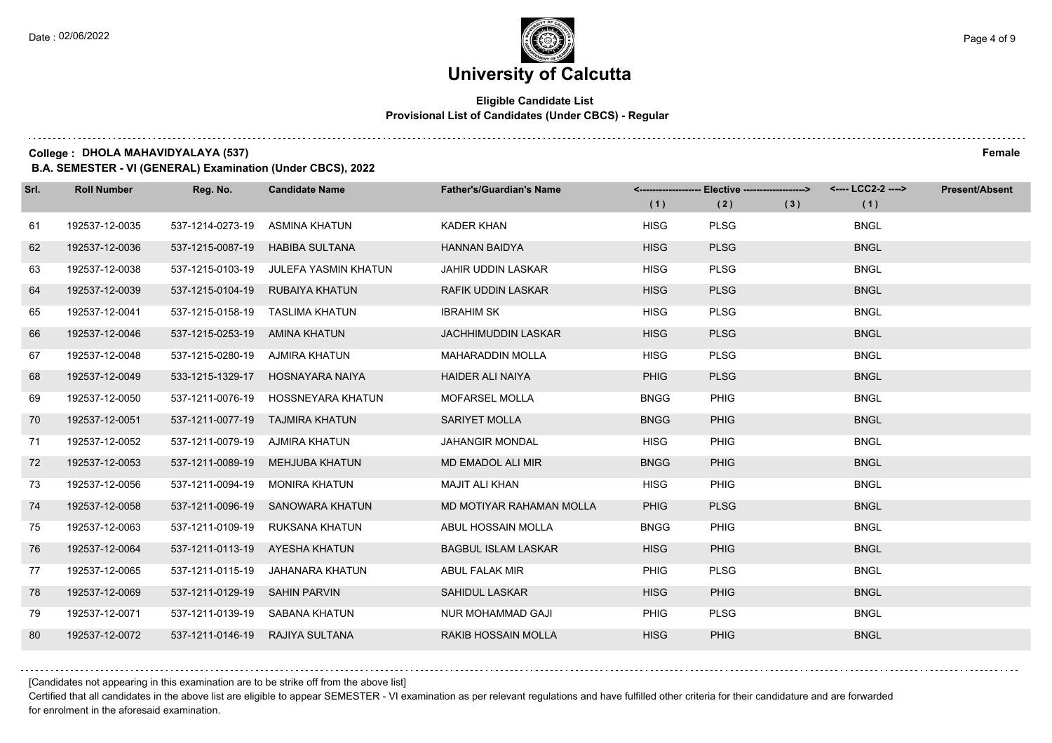# University of Calcutta

**Eligible Candidate List**
**Provisional List of Candidates (Under CBCS) - Regular**

**College : DHOLA MAHAVIDYALAYA (537)** **Female**

**B.A. SEMESTER - VI (GENERAL) Examination (Under CBCS), 2022**

| Srl. | Roll Number | Reg. No. | Candidate Name | Father's/Guardian's Name | Elective (1) | Elective (2) | Elective (3) | LCC2-2 (1) | Present/Absent |
|---|---|---|---|---|---|---|---|---|---|
| 61 | 192537-12-0035 | 537-1214-0273-19 | ASMINA KHATUN | KADER KHAN | HISG | PLSG | | BNGL | |
| 62 | 192537-12-0036 | 537-1215-0087-19 | HABIBA SULTANA | HANNAN BAIDYA | HISG | PLSG | | BNGL | |
| 63 | 192537-12-0038 | 537-1215-0103-19 | JULEFA YASMIN KHATUN | JAHIR UDDIN LASKAR | HISG | PLSG | | BNGL | |
| 64 | 192537-12-0039 | 537-1215-0104-19 | RUBAIYA KHATUN | RAFIK UDDIN LASKAR | HISG | PLSG | | BNGL | |
| 65 | 192537-12-0041 | 537-1215-0158-19 | TASLIMA KHATUN | IBRAHIM SK | HISG | PLSG | | BNGL | |
| 66 | 192537-12-0046 | 537-1215-0253-19 | AMINA KHATUN | JACHHIMUDDIN LASKAR | HISG | PLSG | | BNGL | |
| 67 | 192537-12-0048 | 537-1215-0280-19 | AJMIRA KHATUN | MAHARADDIN MOLLA | HISG | PLSG | | BNGL | |
| 68 | 192537-12-0049 | 533-1215-1329-17 | HOSNAYARA NAIYA | HAIDER ALI NAIYA | PHIG | PLSG | | BNGL | |
| 69 | 192537-12-0050 | 537-1211-0076-19 | HOSSNEYARA KHATUN | MOFARSEL MOLLA | BNGG | PHIG | | BNGL | |
| 70 | 192537-12-0051 | 537-1211-0077-19 | TAJMIRA KHATUN | SARIYET MOLLA | BNGG | PHIG | | BNGL | |
| 71 | 192537-12-0052 | 537-1211-0079-19 | AJMIRA KHATUN | JAHANGIR MONDAL | HISG | PHIG | | BNGL | |
| 72 | 192537-12-0053 | 537-1211-0089-19 | MEHJUBA KHATUN | MD EMADOL ALI MIR | BNGG | PHIG | | BNGL | |
| 73 | 192537-12-0056 | 537-1211-0094-19 | MONIRA KHATUN | MAJIT ALI KHAN | HISG | PHIG | | BNGL | |
| 74 | 192537-12-0058 | 537-1211-0096-19 | SANOWARA KHATUN | MD MOTIYAR RAHAMAN MOLLA | PHIG | PLSG | | BNGL | |
| 75 | 192537-12-0063 | 537-1211-0109-19 | RUKSANA KHATUN | ABUL HOSSAIN MOLLA | BNGG | PHIG | | BNGL | |
| 76 | 192537-12-0064 | 537-1211-0113-19 | AYESHA KHATUN | BAGBUL ISLAM LASKAR | HISG | PHIG | | BNGL | |
| 77 | 192537-12-0065 | 537-1211-0115-19 | JAHANARA KHATUN | ABUL FALAK MIR | PHIG | PLSG | | BNGL | |
| 78 | 192537-12-0069 | 537-1211-0129-19 | SAHIN PARVIN | SAHIDUL LASKAR | HISG | PHIG | | BNGL | |
| 79 | 192537-12-0071 | 537-1211-0139-19 | SABANA KHATUN | NUR MOHAMMAD GAJI | PHIG | PLSG | | BNGL | |
| 80 | 192537-12-0072 | 537-1211-0146-19 | RAJIYA SULTANA | RAKIB HOSSAIN MOLLA | HISG | PHIG | | BNGL | |

[Candidates not appearing in this examination are to be strike off from the above list]

Certified that all candidates in the above list are eligible to appear SEMESTER - VI examination as per relevant regulations and have fulfilled other criteria for their candidature and are forwarded for enrolment in the aforesaid examination.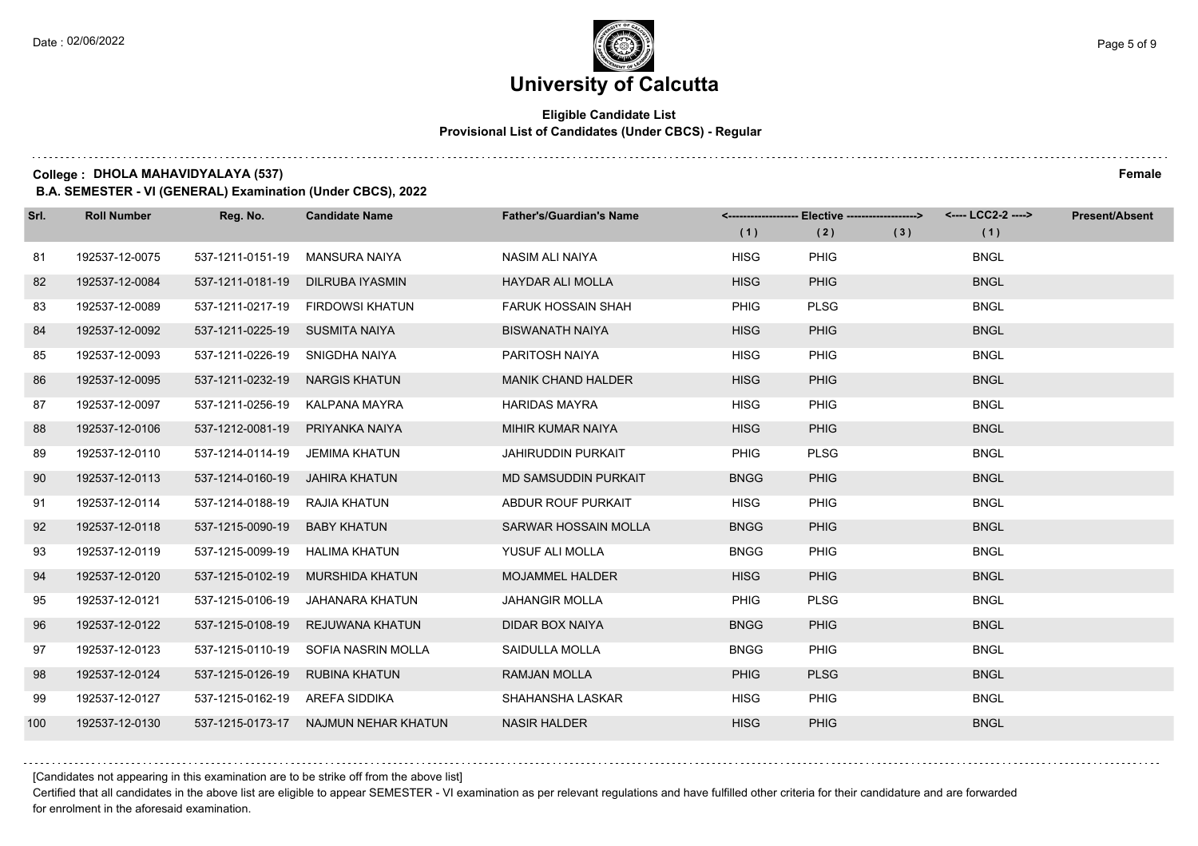# University of Calcutta

## Eligible Candidate List
### Provisional List of Candidates (Under CBCS) - Regular

**College : DHOLA MAHAVIDYALAYA (537)** **Female**

**B.A. SEMESTER - VI (GENERAL) Examination (Under CBCS), 2022**

| Srl. | Roll Number | Reg. No. | Candidate Name | Father's/Guardian's Name | Elective (1) | Elective (2) | Elective (3) | LCC2-2 (1) | Present/Absent |
|---|---|---|---|---|---|---|---|---|---|
| 81 | 192537-12-0075 | 537-1211-0151-19 | MANSURA NAIYA | NASIM ALI NAIYA | HISG | PHIG | | BNGL | |
| 82 | 192537-12-0084 | 537-1211-0181-19 | DILRUBA IYASMIN | HAYDAR ALI MOLLA | HISG | PHIG | | BNGL | |
| 83 | 192537-12-0089 | 537-1211-0217-19 | FIRDOWSI KHATUN | FARUK HOSSAIN SHAH | PHIG | PLSG | | BNGL | |
| 84 | 192537-12-0092 | 537-1211-0225-19 | SUSMITA NAIYA | BISWANATH NAIYA | HISG | PHIG | | BNGL | |
| 85 | 192537-12-0093 | 537-1211-0226-19 | SNIGDHA NAIYA | PARITOSH NAIYA | HISG | PHIG | | BNGL | |
| 86 | 192537-12-0095 | 537-1211-0232-19 | NARGIS KHATUN | MANIK CHAND HALDER | HISG | PHIG | | BNGL | |
| 87 | 192537-12-0097 | 537-1211-0256-19 | KALPANA MAYRA | HARIDAS MAYRA | HISG | PHIG | | BNGL | |
| 88 | 192537-12-0106 | 537-1212-0081-19 | PRIYANKA NAIYA | MIHIR KUMAR NAIYA | HISG | PHIG | | BNGL | |
| 89 | 192537-12-0110 | 537-1214-0114-19 | JEMIMA KHATUN | JAHIRUDDIN PURKAIT | PHIG | PLSG | | BNGL | |
| 90 | 192537-12-0113 | 537-1214-0160-19 | JAHIRA KHATUN | MD SAMSUDDIN PURKAIT | BNGG | PHIG | | BNGL | |
| 91 | 192537-12-0114 | 537-1214-0188-19 | RAJIA KHATUN | ABDUR ROUF PURKAIT | HISG | PHIG | | BNGL | |
| 92 | 192537-12-0118 | 537-1215-0090-19 | BABY KHATUN | SARWAR HOSSAIN MOLLA | BNGG | PHIG | | BNGL | |
| 93 | 192537-12-0119 | 537-1215-0099-19 | HALIMA KHATUN | YUSUF ALI MOLLA | BNGG | PHIG | | BNGL | |
| 94 | 192537-12-0120 | 537-1215-0102-19 | MURSHIDA KHATUN | MOJAMMEL HALDER | HISG | PHIG | | BNGL | |
| 95 | 192537-12-0121 | 537-1215-0106-19 | JAHANARA KHATUN | JAHANGIR MOLLA | PHIG | PLSG | | BNGL | |
| 96 | 192537-12-0122 | 537-1215-0108-19 | REJUWANA KHATUN | DIDAR BOX NAIYA | BNGG | PHIG | | BNGL | |
| 97 | 192537-12-0123 | 537-1215-0110-19 | SOFIA NASRIN MOLLA | SAIDULLA MOLLA | BNGG | PHIG | | BNGL | |
| 98 | 192537-12-0124 | 537-1215-0126-19 | RUBINA KHATUN | RAMJAN MOLLA | PHIG | PLSG | | BNGL | |
| 99 | 192537-12-0127 | 537-1215-0162-19 | AREFA SIDDIKA | SHAHANSHA LASKAR | HISG | PHIG | | BNGL | |
| 100 | 192537-12-0130 | 537-1215-0173-17 | NAJMUN NEHAR KHATUN | NASIR HALDER | HISG | PHIG | | BNGL | |

[Candidates not appearing in this examination are to be strike off from the above list]

Certified that all candidates in the above list are eligible to appear SEMESTER - VI examination as per relevant regulations and have fulfilled other criteria for their candidature and are forwarded for enrolment in the aforesaid examination.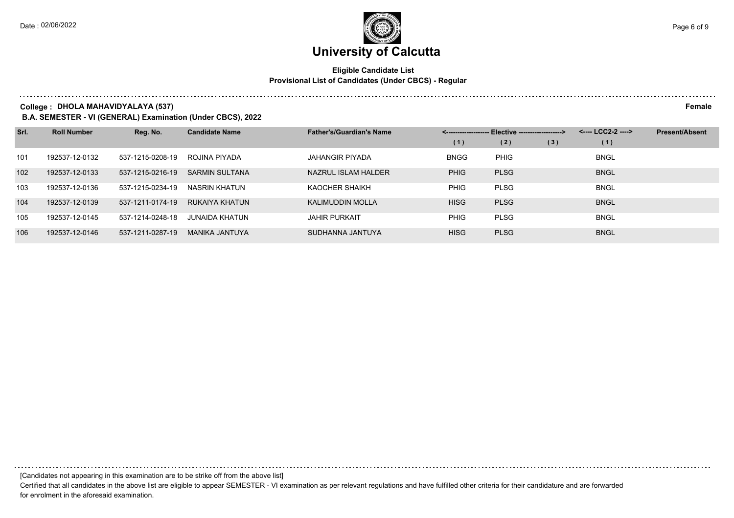# University of Calcutta

**Eligible Candidate List**
**Provisional List of Candidates (Under CBCS) - Regular**

**College : DHOLA MAHAVIDYALAYA (537)** **Female**

**B.A. SEMESTER - VI (GENERAL) Examination (Under CBCS), 2022**

| Srl. | Roll Number | Reg. No. | Candidate Name | Father's/Guardian's Name | <---- Elective ----> | | | <---- LCC2-2 ----> | Present/Absent |
|---|---|---|---|---|---|---|---|---|---|
| | | | | | (1) | (2) | (3) | (1) | |
| 101 | 192537-12-0132 | 537-1215-0208-19 | ROJINA PIYADA | JAHANGIR PIYADA | BNGG | PHIG | | BNGL | |
| 102 | 192537-12-0133 | 537-1215-0216-19 | SARMIN SULTANA | NAZRUL ISLAM HALDER | PHIG | PLSG | | BNGL | |
| 103 | 192537-12-0136 | 537-1215-0234-19 | NASRIN KHATUN | KAOCHER SHAIKH | PHIG | PLSG | | BNGL | |
| 104 | 192537-12-0139 | 537-1211-0174-19 | RUKAIYA KHATUN | KALIMUDDIN MOLLA | HISG | PLSG | | BNGL | |
| 105 | 192537-12-0145 | 537-1214-0248-18 | JUNAIDA KHATUN | JAHIR PURKAIT | PHIG | PLSG | | BNGL | |
| 106 | 192537-12-0146 | 537-1211-0287-19 | MANIKA JANTUYA | SUDHANNA JANTUYA | HISG | PLSG | | BNGL | |

[Candidates not appearing in this examination are to be strike off from the above list]

Certified that all candidates in the above list are eligible to appear SEMESTER - VI examination as per relevant regulations and have fulfilled other criteria for their candidature and are forwarded for enrolment in the aforesaid examination.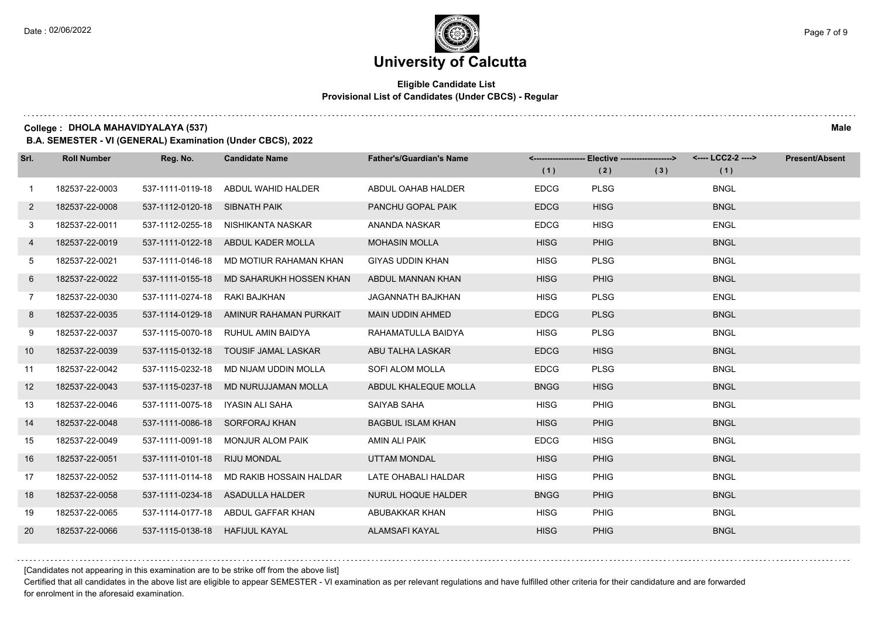# University of Calcutta

**Eligible Candidate List**
**Provisional List of Candidates (Under CBCS) - Regular**

**College : DHOLA MAHAVIDYALAYA (537)** **Male**

**B.A. SEMESTER - VI (GENERAL) Examination (Under CBCS), 2022**

| Srl. | Roll Number | Reg. No. | Candidate Name | Father's/Guardian's Name | Elective (1) | Elective (2) | Elective (3) | LCC2-2 (1) | Present/Absent |
|---|---|---|---|---|---|---|---|---|---|
| 1 | 182537-22-0003 | 537-1111-0119-18 | ABDUL WAHID HALDER | ABDUL OAHAB HALDER | EDCG | PLSG | | BNGL | |
| 2 | 182537-22-0008 | 537-1112-0120-18 | SIBNATH PAIK | PANCHU GOPAL PAIK | EDCG | HISG | | BNGL | |
| 3 | 182537-22-0011 | 537-1112-0255-18 | NISHIKANTA NASKAR | ANANDA NASKAR | EDCG | HISG | | ENGL | |
| 4 | 182537-22-0019 | 537-1111-0122-18 | ABDUL KADER MOLLA | MOHASIN MOLLA | HISG | PHIG | | BNGL | |
| 5 | 182537-22-0021 | 537-1111-0146-18 | MD MOTIUR RAHAMAN KHAN | GIYAS UDDIN KHAN | HISG | PLSG | | BNGL | |
| 6 | 182537-22-0022 | 537-1111-0155-18 | MD SAHARUKH HOSSEN KHAN | ABDUL MANNAN KHAN | HISG | PHIG | | BNGL | |
| 7 | 182537-22-0030 | 537-1111-0274-18 | RAKI BAJKHAN | JAGANNATH BAJKHAN | HISG | PLSG | | ENGL | |
| 8 | 182537-22-0035 | 537-1114-0129-18 | AMINUR RAHAMAN PURKAIT | MAIN UDDIN AHMED | EDCG | PLSG | | BNGL | |
| 9 | 182537-22-0037 | 537-1115-0070-18 | RUHUL AMIN BAIDYA | RAHAMATULLA BAIDYA | HISG | PLSG | | BNGL | |
| 10 | 182537-22-0039 | 537-1115-0132-18 | TOUSIF JAMAL LASKAR | ABU TALHA LASKAR | EDCG | HISG | | BNGL | |
| 11 | 182537-22-0042 | 537-1115-0232-18 | MD NIJAM UDDIN MOLLA | SOFI ALOM MOLLA | EDCG | PLSG | | BNGL | |
| 12 | 182537-22-0043 | 537-1115-0237-18 | MD NURUJJAMAN MOLLA | ABDUL KHALEQUE MOLLA | BNGG | HISG | | BNGL | |
| 13 | 182537-22-0046 | 537-1111-0075-18 | IYASIN ALI SAHA | SAIYAB SAHA | HISG | PHIG | | BNGL | |
| 14 | 182537-22-0048 | 537-1111-0086-18 | SORFORAJ KHAN | BAGBUL ISLAM KHAN | HISG | PHIG | | BNGL | |
| 15 | 182537-22-0049 | 537-1111-0091-18 | MONJUR ALOM PAIK | AMIN ALI PAIK | EDCG | HISG | | BNGL | |
| 16 | 182537-22-0051 | 537-1111-0101-18 | RIJU MONDAL | UTTAM MONDAL | HISG | PHIG | | BNGL | |
| 17 | 182537-22-0052 | 537-1111-0114-18 | MD RAKIB HOSSAIN HALDAR | LATE OHABALI HALDAR | HISG | PHIG | | BNGL | |
| 18 | 182537-22-0058 | 537-1111-0234-18 | ASADULLA HALDER | NURUL HOQUE HALDER | BNGG | PHIG | | BNGL | |
| 19 | 182537-22-0065 | 537-1114-0177-18 | ABDUL GAFFAR KHAN | ABUBAKKAR KHAN | HISG | PHIG | | BNGL | |
| 20 | 182537-22-0066 | 537-1115-0138-18 | HAFIJUL KAYAL | ALAMSAFI KAYAL | HISG | PHIG | | BNGL | |

[Candidates not appearing in this examination are to be strike off from the above list]

Certified that all candidates in the above list are eligible to appear SEMESTER - VI examination as per relevant regulations and have fulfilled other criteria for their candidature and are forwarded for enrolment in the aforesaid examination.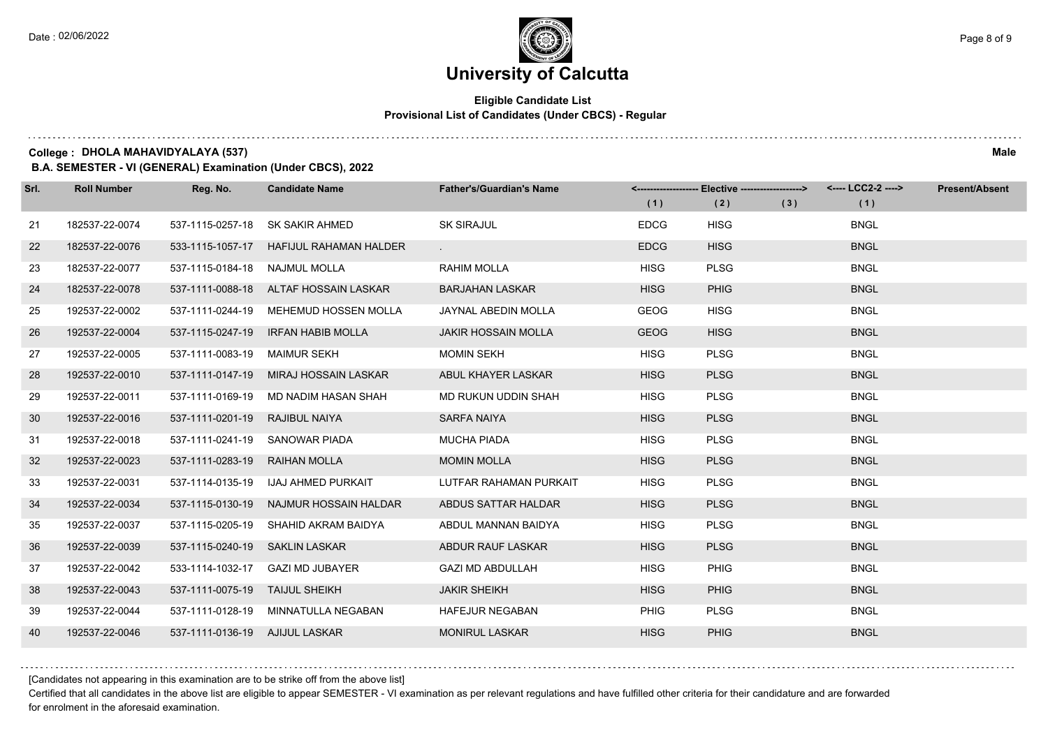# University of Calcutta

**Eligible Candidate List**
**Provisional List of Candidates (Under CBCS) - Regular**

**College : DHOLA MAHAVIDYALAYA (537)** **Male**

**B.A. SEMESTER - VI (GENERAL) Examination (Under CBCS), 2022**

| Srl. | Roll Number | Reg. No. | Candidate Name | Father's/Guardian's Name | Elective (1) | Elective (2) | Elective (3) | LCC2-2 (1) | Present/Absent |
|---|---|---|---|---|---|---|---|---|---|
| 21 | 182537-22-0074 | 537-1115-0257-18 | SK SAKIR AHMED | SK SIRAJUL | EDCG | HISG | | BNGL | |
| 22 | 182537-22-0076 | 533-1115-1057-17 | HAFIJUL RAHAMAN HALDER | . | EDCG | HISG | | BNGL | |
| 23 | 182537-22-0077 | 537-1115-0184-18 | NAJMUL MOLLA | RAHIM MOLLA | HISG | PLSG | | BNGL | |
| 24 | 182537-22-0078 | 537-1111-0088-18 | ALTAF HOSSAIN LASKAR | BARJAHAN LASKAR | HISG | PHIG | | BNGL | |
| 25 | 192537-22-0002 | 537-1111-0244-19 | MEHEMUD HOSSEN MOLLA | JAYNAL ABEDIN MOLLA | GEOG | HISG | | BNGL | |
| 26 | 192537-22-0004 | 537-1115-0247-19 | IRFAN HABIB MOLLA | JAKIR HOSSAIN MOLLA | GEOG | HISG | | BNGL | |
| 27 | 192537-22-0005 | 537-1111-0083-19 | MAIMUR SEKH | MOMIN SEKH | HISG | PLSG | | BNGL | |
| 28 | 192537-22-0010 | 537-1111-0147-19 | MIRAJ HOSSAIN LASKAR | ABUL KHAYER LASKAR | HISG | PLSG | | BNGL | |
| 29 | 192537-22-0011 | 537-1111-0169-19 | MD NADIM HASAN SHAH | MD RUKUN UDDIN SHAH | HISG | PLSG | | BNGL | |
| 30 | 192537-22-0016 | 537-1111-0201-19 | RAJIBUL NAIYA | SARFA NAIYA | HISG | PLSG | | BNGL | |
| 31 | 192537-22-0018 | 537-1111-0241-19 | SANOWAR PIADA | MUCHA PIADA | HISG | PLSG | | BNGL | |
| 32 | 192537-22-0023 | 537-1111-0283-19 | RAIHAN MOLLA | MOMIN MOLLA | HISG | PLSG | | BNGL | |
| 33 | 192537-22-0031 | 537-1114-0135-19 | IJAJ AHMED PURKAIT | LUTFAR RAHAMAN PURKAIT | HISG | PLSG | | BNGL | |
| 34 | 192537-22-0034 | 537-1115-0130-19 | NAJMUR HOSSAIN HALDAR | ABDUS SATTAR HALDAR | HISG | PLSG | | BNGL | |
| 35 | 192537-22-0037 | 537-1115-0205-19 | SHAHID AKRAM BAIDYA | ABDUL MANNAN BAIDYA | HISG | PLSG | | BNGL | |
| 36 | 192537-22-0039 | 537-1115-0240-19 | SAKLIN LASKAR | ABDUR RAUF LASKAR | HISG | PLSG | | BNGL | |
| 37 | 192537-22-0042 | 533-1114-1032-17 | GAZI MD JUBAYER | GAZI MD ABDULLAH | HISG | PHIG | | BNGL | |
| 38 | 192537-22-0043 | 537-1111-0075-19 | TAIJUL SHEIKH | JAKIR SHEIKH | HISG | PHIG | | BNGL | |
| 39 | 192537-22-0044 | 537-1111-0128-19 | MINNATULLA NEGABAN | HAFEJUR NEGABAN | PHIG | PLSG | | BNGL | |
| 40 | 192537-22-0046 | 537-1111-0136-19 | AJIJUL LASKAR | MONIRUL LASKAR | HISG | PHIG | | BNGL | |

[Candidates not appearing in this examination are to be strike off from the above list]

Certified that all candidates in the above list are eligible to appear SEMESTER - VI examination as per relevant regulations and have fulfilled other criteria for their candidature and are forwarded for enrolment in the aforesaid examination.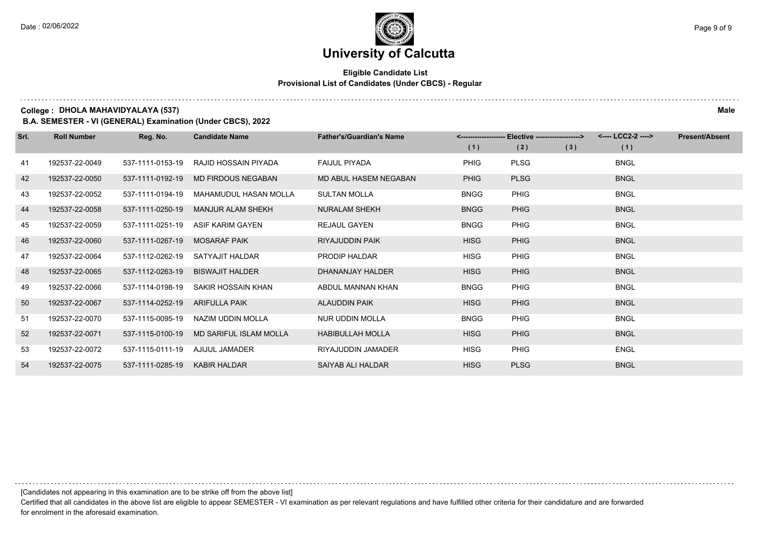# University of Calcutta

**Eligible Candidate List**
**Provisional List of Candidates (Under CBCS) - Regular**

**College : DHOLA MAHAVIDYALAYA (537)** **Male**

**B.A. SEMESTER - VI (GENERAL) Examination (Under CBCS), 2022**

| Srl. | Roll Number | Reg. No. | Candidate Name | Father's/Guardian's Name | Elective (1) | Elective (2) | Elective (3) | LCC2-2 (1) | Present/Absent |
|---|---|---|---|---|---|---|---|---|---|
| 41 | 192537-22-0049 | 537-1111-0153-19 | RAJID HOSSAIN PIYADA | FAIJUL PIYADA | PHIG | PLSG | | BNGL | |
| 42 | 192537-22-0050 | 537-1111-0192-19 | MD FIRDOUS NEGABAN | MD ABUL HASEM NEGABAN | PHIG | PLSG | | BNGL | |
| 43 | 192537-22-0052 | 537-1111-0194-19 | MAHAMUDUL HASAN MOLLA | SULTAN MOLLA | BNGG | PHIG | | BNGL | |
| 44 | 192537-22-0058 | 537-1111-0250-19 | MANJUR ALAM SHEKH | NURALAM SHEKH | BNGG | PHIG | | BNGL | |
| 45 | 192537-22-0059 | 537-1111-0251-19 | ASIF KARIM GAYEN | REJAUL GAYEN | BNGG | PHIG | | BNGL | |
| 46 | 192537-22-0060 | 537-1111-0267-19 | MOSARAF PAIK | RIYAJUDDIN PAIK | HISG | PHIG | | BNGL | |
| 47 | 192537-22-0064 | 537-1112-0262-19 | SATYAJIT HALDAR | PRODIP HALDAR | HISG | PHIG | | BNGL | |
| 48 | 192537-22-0065 | 537-1112-0263-19 | BISWAJIT HALDER | DHANANJAY HALDER | HISG | PHIG | | BNGL | |
| 49 | 192537-22-0066 | 537-1114-0198-19 | SAKIR HOSSAIN KHAN | ABDUL MANNAN KHAN | BNGG | PHIG | | BNGL | |
| 50 | 192537-22-0067 | 537-1114-0252-19 | ARIFULLA PAIK | ALAUDDIN PAIK | HISG | PHIG | | BNGL | |
| 51 | 192537-22-0070 | 537-1115-0095-19 | NAZIM UDDIN MOLLA | NUR UDDIN MOLLA | BNGG | PHIG | | BNGL | |
| 52 | 192537-22-0071 | 537-1115-0100-19 | MD SARIFUL ISLAM MOLLA | HABIBULLAH MOLLA | HISG | PHIG | | BNGL | |
| 53 | 192537-22-0072 | 537-1115-0111-19 | AJIJUL JAMADER | RIYAJUDDIN JAMADER | HISG | PHIG | | ENGL | |
| 54 | 192537-22-0075 | 537-1111-0285-19 | KABIR HALDAR | SAIYAB ALI HALDAR | HISG | PLSG | | BNGL | |

[Candidates not appearing in this examination are to be strike off from the above list]

Certified that all candidates in the above list are eligible to appear SEMESTER - VI examination as per relevant regulations and have fulfilled other criteria for their candidature and are forwarded for enrolment in the aforesaid examination.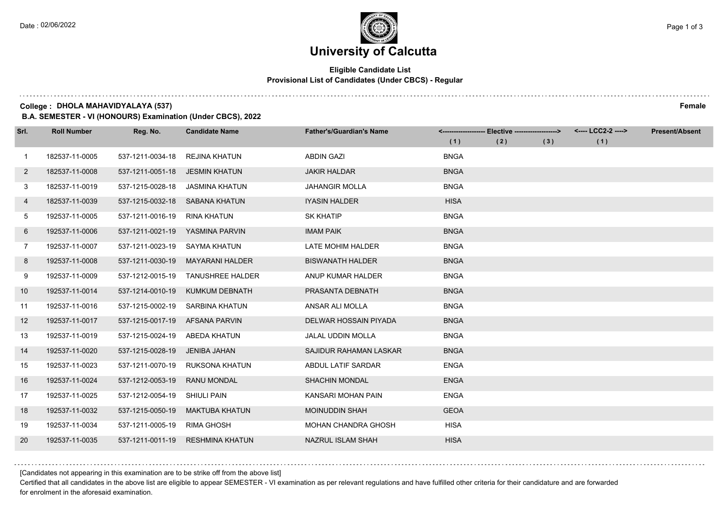# University of Calcutta

**Eligible Candidate List**
**Provisional List of Candidates (Under CBCS) - Regular**

**College : DHOLA MAHAVIDYALAYA (537)** **Female**

**B.A. SEMESTER - VI (HONOURS) Examination (Under CBCS), 2022**

| Srl. | Roll Number | Reg. No. | Candidate Name | Father's/Guardian's Name | Elective (1) | Elective (2) | Elective (3) | LCC2-2 (1) | Present/Absent |
|---|---|---|---|---|---|---|---|---|---|
| 1 | 182537-11-0005 | 537-1211-0034-18 | REJINA KHATUN | ABDIN GAZI | BNGA | | | | |
| 2 | 182537-11-0008 | 537-1211-0051-18 | JESMIN KHATUN | JAKIR HALDAR | BNGA | | | | |
| 3 | 182537-11-0019 | 537-1215-0028-18 | JASMINA KHATUN | JAHANGIR MOLLA | BNGA | | | | |
| 4 | 182537-11-0039 | 537-1215-0032-18 | SABANA KHATUN | IYASIN HALDER | HISA | | | | |
| 5 | 192537-11-0005 | 537-1211-0016-19 | RINA KHATUN | SK KHATIP | BNGA | | | | |
| 6 | 192537-11-0006 | 537-1211-0021-19 | YASMINA PARVIN | IMAM PAIK | BNGA | | | | |
| 7 | 192537-11-0007 | 537-1211-0023-19 | SAYMA KHATUN | LATE MOHIM HALDER | BNGA | | | | |
| 8 | 192537-11-0008 | 537-1211-0030-19 | MAYARANI HALDER | BISWANATH HALDER | BNGA | | | | |
| 9 | 192537-11-0009 | 537-1212-0015-19 | TANUSHREE HALDER | ANUP KUMAR HALDER | BNGA | | | | |
| 10 | 192537-11-0014 | 537-1214-0010-19 | KUMKUM DEBNATH | PRASANTA DEBNATH | BNGA | | | | |
| 11 | 192537-11-0016 | 537-1215-0002-19 | SARBINA KHATUN | ANSAR ALI MOLLA | BNGA | | | | |
| 12 | 192537-11-0017 | 537-1215-0017-19 | AFSANA PARVIN | DELWAR HOSSAIN PIYADA | BNGA | | | | |
| 13 | 192537-11-0019 | 537-1215-0024-19 | ABEDA KHATUN | JALAL UDDIN MOLLA | BNGA | | | | |
| 14 | 192537-11-0020 | 537-1215-0028-19 | JENIBA JAHAN | SAJIDUR RAHAMAN LASKAR | BNGA | | | | |
| 15 | 192537-11-0023 | 537-1211-0070-19 | RUKSONA KHATUN | ABDUL LATIF SARDAR | ENGA | | | | |
| 16 | 192537-11-0024 | 537-1212-0053-19 | RANU MONDAL | SHACHIN MONDAL | ENGA | | | | |
| 17 | 192537-11-0025 | 537-1212-0054-19 | SHIULI PAIN | KANSARI MOHAN PAIN | ENGA | | | | |
| 18 | 192537-11-0032 | 537-1215-0050-19 | MAKTUBA KHATUN | MOINUDDIN SHAH | GEOA | | | | |
| 19 | 192537-11-0034 | 537-1211-0005-19 | RIMA GHOSH | MOHAN CHANDRA GHOSH | HISA | | | | |
| 20 | 192537-11-0035 | 537-1211-0011-19 | RESHMINA KHATUN | NAZRUL ISLAM SHAH | HISA | | | | |

[Candidates not appearing in this examination are to be strike off from the above list]

Certified that all candidates in the above list are eligible to appear SEMESTER - VI examination as per relevant regulations and have fulfilled other criteria for their candidature and are forwarded for enrolment in the aforesaid examination.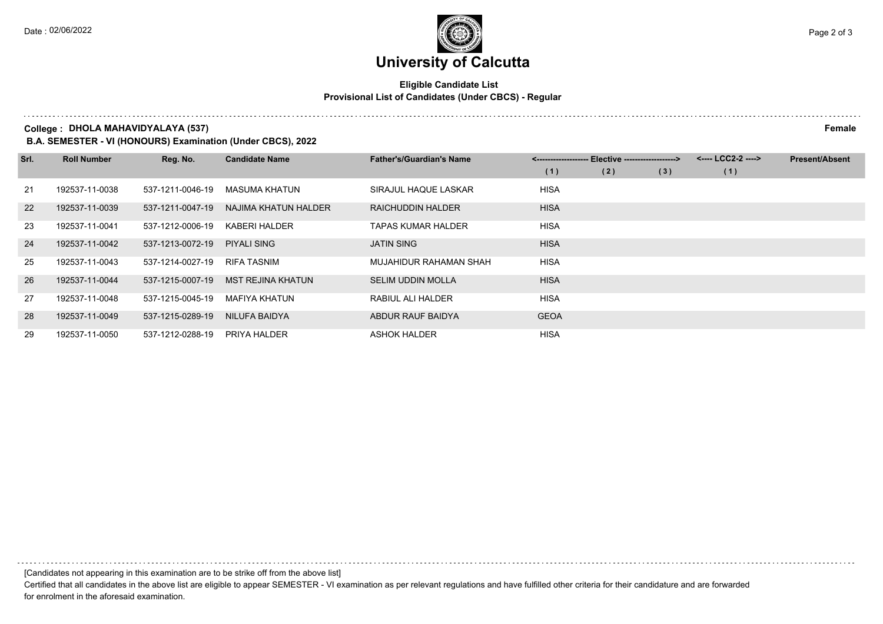# University of Calcutta

**Eligible Candidate List**
**Provisional List of Candidates (Under CBCS) - Regular**

**College : DHOLA MAHAVIDYALAYA (537)** **Female**

**B.A. SEMESTER - VI (HONOURS) Examination (Under CBCS), 2022**

| Srl. | Roll Number | Reg. No. | Candidate Name | Father's/Guardian's Name | <------------------- Elective -------------------> | | | <---- LCC2-2 ----> | Present/Absent |
|---|---|---|---|---|---|---|---|---|---|
| | | | | | (1) | (2) | (3) | (1) | |
| 21 | 192537-11-0038 | 537-1211-0046-19 | MASUMA KHATUN | SIRAJUL HAQUE LASKAR | HISA | | | | |
| 22 | 192537-11-0039 | 537-1211-0047-19 | NAJIMA KHATUN HALDER | RAICHUDDIN HALDER | HISA | | | | |
| 23 | 192537-11-0041 | 537-1212-0006-19 | KABERI HALDER | TAPAS KUMAR HALDER | HISA | | | | |
| 24 | 192537-11-0042 | 537-1213-0072-19 | PIYALI SING | JATIN SING | HISA | | | | |
| 25 | 192537-11-0043 | 537-1214-0027-19 | RIFA TASNIM | MUJAHIDUR RAHAMAN SHAH | HISA | | | | |
| 26 | 192537-11-0044 | 537-1215-0007-19 | MST REJINA KHATUN | SELIM UDDIN MOLLA | HISA | | | | |
| 27 | 192537-11-0048 | 537-1215-0045-19 | MAFIYA KHATUN | RABIUL ALI HALDER | HISA | | | | |
| 28 | 192537-11-0049 | 537-1215-0289-19 | NILUFA BAIDYA | ABDUR RAUF BAIDYA | GEOA | | | | |
| 29 | 192537-11-0050 | 537-1212-0288-19 | PRIYA HALDER | ASHOK HALDER | HISA | | | | |

[Candidates not appearing in this examination are to be strike off from the above list]

Certified that all candidates in the above list are eligible to appear SEMESTER - VI examination as per relevant regulations and have fulfilled other criteria for their candidature and are forwarded for enrolment in the aforesaid examination.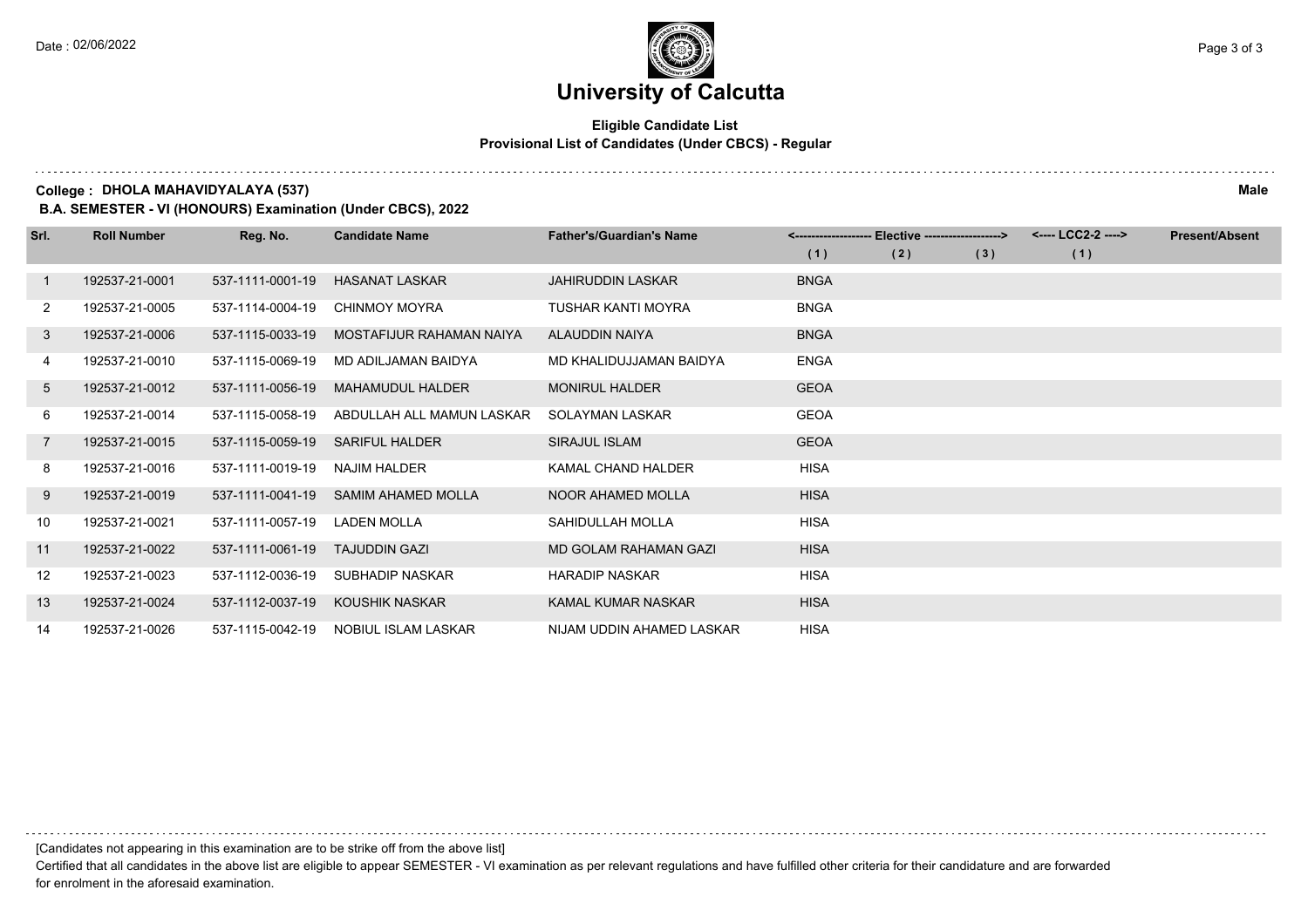# University of Calcutta

**Eligible Candidate List**
**Provisional List of Candidates (Under CBCS) - Regular**

**College : DHOLA MAHAVIDYALAYA (537)** **Male**

**B.A. SEMESTER - VI (HONOURS) Examination (Under CBCS), 2022**

| Srl. | Roll Number | Reg. No. | Candidate Name | Father's/Guardian's Name | <------------------ Elective ------------------> | | | <---- LCC2-2 ----> | Present/Absent |
|---|---|---|---|---|---|---|---|---|---|
| | | | | | (1) | (2) | (3) | (1) | |
| 1 | 192537-21-0001 | 537-1111-0001-19 | HASANAT LASKAR | JAHIRUDDIN LASKAR | BNGA | | | | |
| 2 | 192537-21-0005 | 537-1114-0004-19 | CHINMOY MOYRA | TUSHAR KANTI MOYRA | BNGA | | | | |
| 3 | 192537-21-0006 | 537-1115-0033-19 | MOSTAFIJUR RAHAMAN NAIYA | ALAUDDIN NAIYA | BNGA | | | | |
| 4 | 192537-21-0010 | 537-1115-0069-19 | MD ADILJAMAN BAIDYA | MD KHALIDUJJAMAN BAIDYA | ENGA | | | | |
| 5 | 192537-21-0012 | 537-1111-0056-19 | MAHAMUDUL HALDER | MONIRUL HALDER | GEOA | | | | |
| 6 | 192537-21-0014 | 537-1115-0058-19 | ABDULLAH ALL MAMUN LASKAR | SOLAYMAN LASKAR | GEOA | | | | |
| 7 | 192537-21-0015 | 537-1115-0059-19 | SARIFUL HALDER | SIRAJUL ISLAM | GEOA | | | | |
| 8 | 192537-21-0016 | 537-1111-0019-19 | NAJIM HALDER | KAMAL CHAND HALDER | HISA | | | | |
| 9 | 192537-21-0019 | 537-1111-0041-19 | SAMIM AHAMED MOLLA | NOOR AHAMED MOLLA | HISA | | | | |
| 10 | 192537-21-0021 | 537-1111-0057-19 | LADEN MOLLA | SAHIDULLAH MOLLA | HISA | | | | |
| 11 | 192537-21-0022 | 537-1111-0061-19 | TAJUDDIN GAZI | MD GOLAM RAHAMAN GAZI | HISA | | | | |
| 12 | 192537-21-0023 | 537-1112-0036-19 | SUBHADIP NASKAR | HARADIP NASKAR | HISA | | | | |
| 13 | 192537-21-0024 | 537-1112-0037-19 | KOUSHIK NASKAR | KAMAL KUMAR NASKAR | HISA | | | | |
| 14 | 192537-21-0026 | 537-1115-0042-19 | NOBIUL ISLAM LASKAR | NIJAM UDDIN AHAMED LASKAR | HISA | | | | |

[Candidates not appearing in this examination are to be strike off from the above list]

Certified that all candidates in the above list are eligible to appear SEMESTER - VI examination as per relevant regulations and have fulfilled other criteria for their candidature and are forwarded for enrolment in the aforesaid examination.